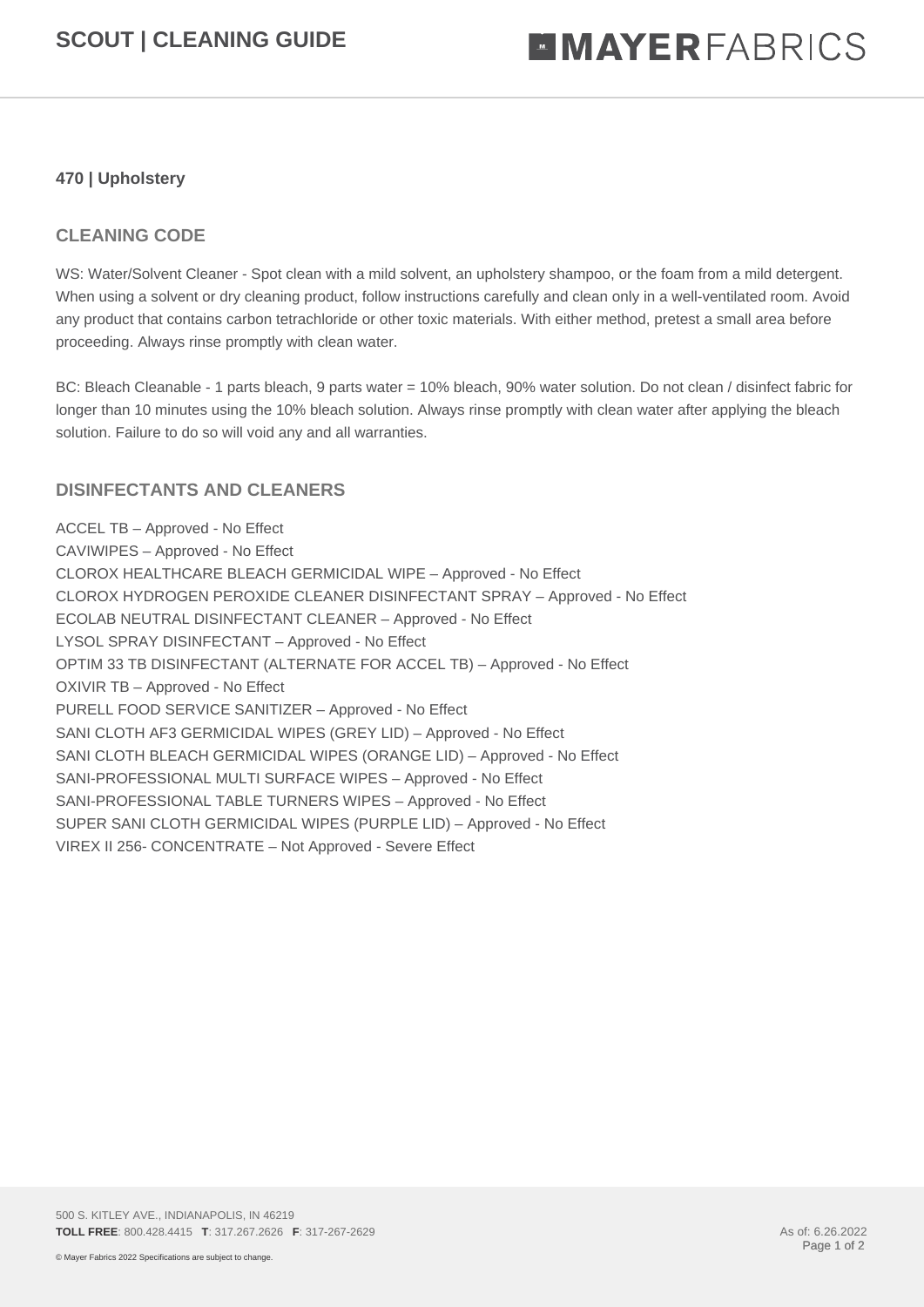# SCOUT | CLEANING GUIDE

**470 | Upholstery**

## CLEANING CODE

WS: Water/Solvent Cleaner - Spot clean with a mild solvent, an upholstery shampoo, or the foam from a mild detergent. When using a solvent or dry cleaning product, follow instructions carefully and clean only in a well-ventilated room. Avoid any product that contains carbon tetrachloride or other toxic materials. With either method, pretest a small area before proceeding. Always rinse promptly with clean water.

BC: Bleach Cleanable - 1 parts bleach, 9 parts water = 10% bleach, 90% water solution. Do not clean / disinfect fabric for longer than 10 minutes using the 10% bleach solution. Always rinse promptly with clean water after applying the bleach solution. Failure to do so will void any and all warranties.

## DISINFECTANTS AND CLEANERS

ACCEL TB – Approved - No Effect
CAVIWIPES – Approved - No Effect
CLOROX HEALTHCARE BLEACH GERMICIDAL WIPE – Approved - No Effect
CLOROX HYDROGEN PEROXIDE CLEANER DISINFECTANT SPRAY – Approved - No Effect
ECOLAB NEUTRAL DISINFECTANT CLEANER – Approved - No Effect
LYSOL SPRAY DISINFECTANT – Approved - No Effect
OPTIM 33 TB DISINFECTANT (ALTERNATE FOR ACCEL TB) – Approved - No Effect
OXIVIR TB – Approved - No Effect
PURELL FOOD SERVICE SANITIZER – Approved - No Effect
SANI CLOTH AF3 GERMICIDAL WIPES (GREY LID) – Approved - No Effect
SANI CLOTH BLEACH GERMICIDAL WIPES (ORANGE LID) – Approved - No Effect
SANI-PROFESSIONAL MULTI SURFACE WIPES – Approved - No Effect
SANI-PROFESSIONAL TABLE TURNERS WIPES – Approved - No Effect
SUPER SANI CLOTH GERMICIDAL WIPES (PURPLE LID) – Approved - No Effect
VIREX II 256- CONCENTRATE – Not Approved - Severe Effect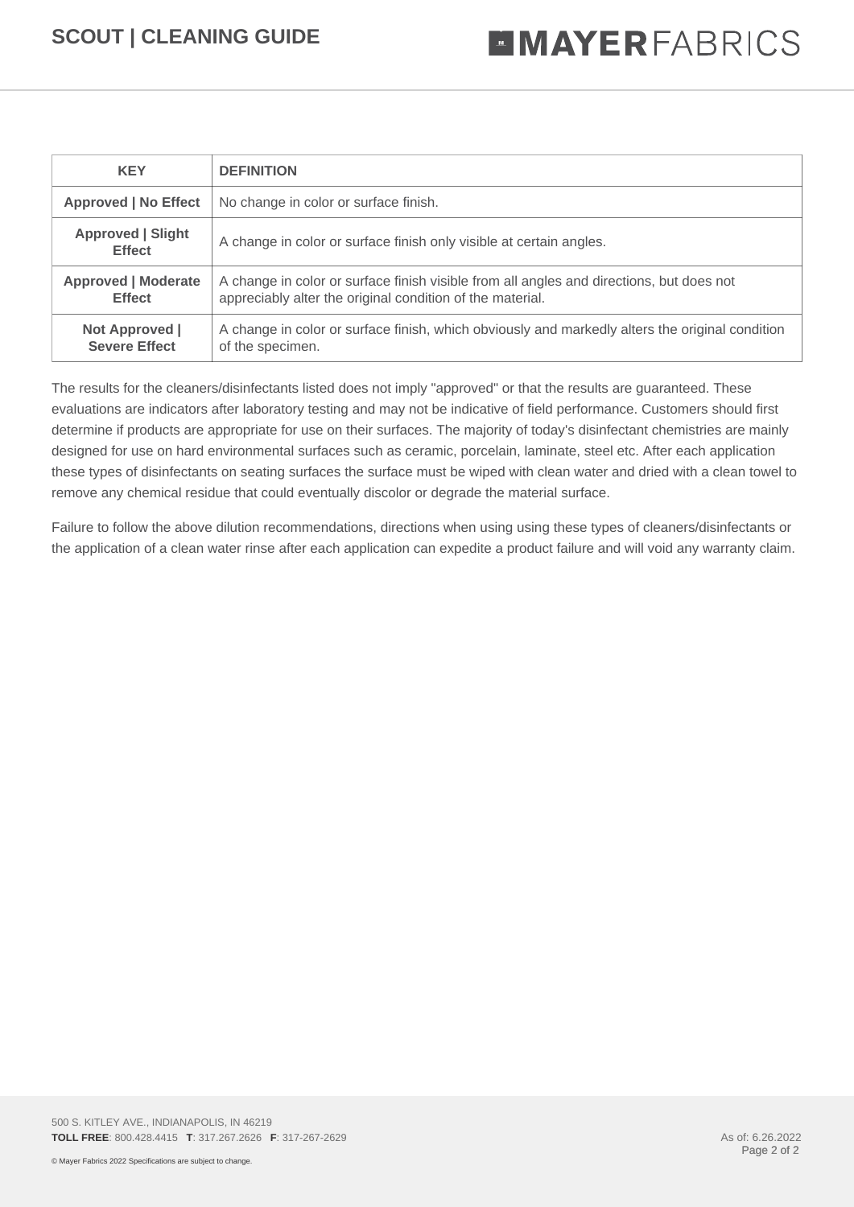| KEY | DEFINITION |
| --- | --- |
| **Approved \| No Effect** | No change in color or surface finish. |
| **Approved \| Slight Effect** | A change in color or surface finish only visible at certain angles. |
| **Approved \| Moderate Effect** | A change in color or surface finish visible from all angles and directions, but does not appreciably alter the original condition of the material. |
| **Not Approved \| Severe Effect** | A change in color or surface finish, which obviously and markedly alters the original condition of the specimen. |

The results for the cleaners/disinfectants listed does not imply "approved" or that the results are guaranteed. These evaluations are indicators after laboratory testing and may not be indicative of field performance. Customers should first determine if products are appropriate for use on their surfaces. The majority of today's disinfectant chemistries are mainly designed for use on hard environmental surfaces such as ceramic, porcelain, laminate, steel etc. After each application these types of disinfectants on seating surfaces the surface must be wiped with clean water and dried with a clean towel to remove any chemical residue that could eventually discolor or degrade the material surface.

Failure to follow the above dilution recommendations, directions when using using these types of cleaners/disinfectants or the application of a clean water rinse after each application can expedite a product failure and will void any warranty claim.